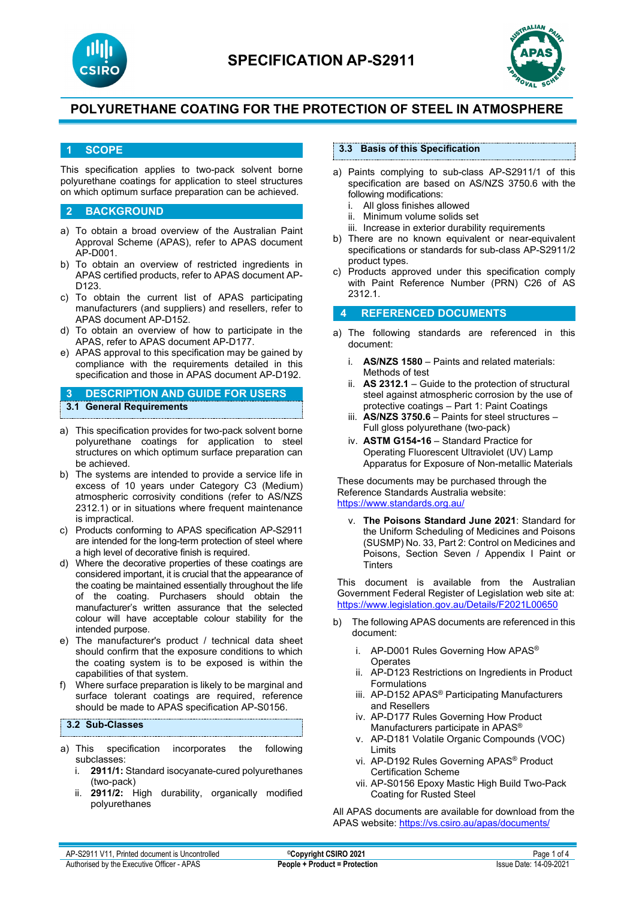# SPECIFICATION AP-S2911

## POLYURETHANE COATING FOR THE PROTECTION OF STEEL IN ATMOSPHERE

## 1 SCOPE

This specification applies to two-pack solvent borne polyurethane coatings for application to steel structures on which optimum surface preparation can be achieved.

## 2 BACKGROUND

a) To obtain a broad overview of the Australian Paint Approval Scheme (APAS), refer to APAS document AP-D001.
b) To obtain an overview of restricted ingredients in APAS certified products, refer to APAS document AP-D123.
c) To obtain the current list of APAS participating manufacturers (and suppliers) and resellers, refer to APAS document AP-D152.
d) To obtain an overview of how to participate in the APAS, refer to APAS document AP-D177.
e) APAS approval to this specification may be gained by compliance with the requirements detailed in this specification and those in APAS document AP-D192.

## 3 DESCRIPTION AND GUIDE FOR USERS

### 3.1 General Requirements

a) This specification provides for two-pack solvent borne polyurethane coatings for application to steel structures on which optimum surface preparation can be achieved.
b) The systems are intended to provide a service life in excess of 10 years under Category C3 (Medium) atmospheric corrosivity conditions (refer to AS/NZS 2312.1) or in situations where frequent maintenance is impractical.
c) Products conforming to APAS specification AP-S2911 are intended for the long-term protection of steel where a high level of decorative finish is required.
d) Where the decorative properties of these coatings are considered important, it is crucial that the appearance of the coating be maintained essentially throughout the life of the coating. Purchasers should obtain the manufacturer's written assurance that the selected colour will have acceptable colour stability for the intended purpose.
e) The manufacturer's product / technical data sheet should confirm that the exposure conditions to which the coating system is to be exposed is within the capabilities of that system.
f) Where surface preparation is likely to be marginal and surface tolerant coatings are required, reference should be made to APAS specification AP-S0156.

### 3.2 Sub-Classes

a) This specification incorporates the following subclasses:
   i. **2911/1:** Standard isocyanate-cured polyurethanes (two-pack)
   ii. **2911/2:** High durability, organically modified polyurethanes

### 3.3 Basis of this Specification

a) Paints complying to sub-class AP-S2911/1 of this specification are based on AS/NZS 3750.6 with the following modifications:
   i. All gloss finishes allowed
   ii. Minimum volume solids set
   iii. Increase in exterior durability requirements
b) There are no known equivalent or near-equivalent specifications or standards for sub-class AP-S2911/2 product types.
c) Products approved under this specification comply with Paint Reference Number (PRN) C26 of AS 2312.1.

## 4 REFERENCED DOCUMENTS

a) The following standards are referenced in this document:
   i. **AS/NZS 1580** – Paints and related materials: Methods of test
   ii. **AS 2312.1** – Guide to the protection of structural steel against atmospheric corrosion by the use of protective coatings – Part 1: Paint Coatings
   iii. **AS/NZS 3750.6** – Paints for steel structures – Full gloss polyurethane (two-pack)
   iv. **ASTM G154-16** – Standard Practice for Operating Fluorescent Ultraviolet (UV) Lamp Apparatus for Exposure of Non-metallic Materials

   These documents may be purchased through the Reference Standards Australia website: https://www.standards.org.au/

   v. **The Poisons Standard June 2021**: Standard for the Uniform Scheduling of Medicines and Poisons (SUSMP) No. 33, Part 2: Control on Medicines and Poisons, Section Seven / Appendix I Paint or Tinters

   This document is available from the Australian Government Federal Register of Legislation web site at: https://www.legislation.gov.au/Details/F2021L00650

b) The following APAS documents are referenced in this document:
   i. AP-D001 Rules Governing How APAS® Operates
   ii. AP-D123 Restrictions on Ingredients in Product Formulations
   iii. AP-D152 APAS® Participating Manufacturers and Resellers
   iv. AP-D177 Rules Governing How Product Manufacturers participate in APAS®
   v. AP-D181 Volatile Organic Compounds (VOC) Limits
   vi. AP-D192 Rules Governing APAS® Product Certification Scheme
   vii. AP-S0156 Epoxy Mastic High Build Two-Pack Coating for Rusted Steel

All APAS documents are available for download from the APAS website: https://vs.csiro.au/apas/documents/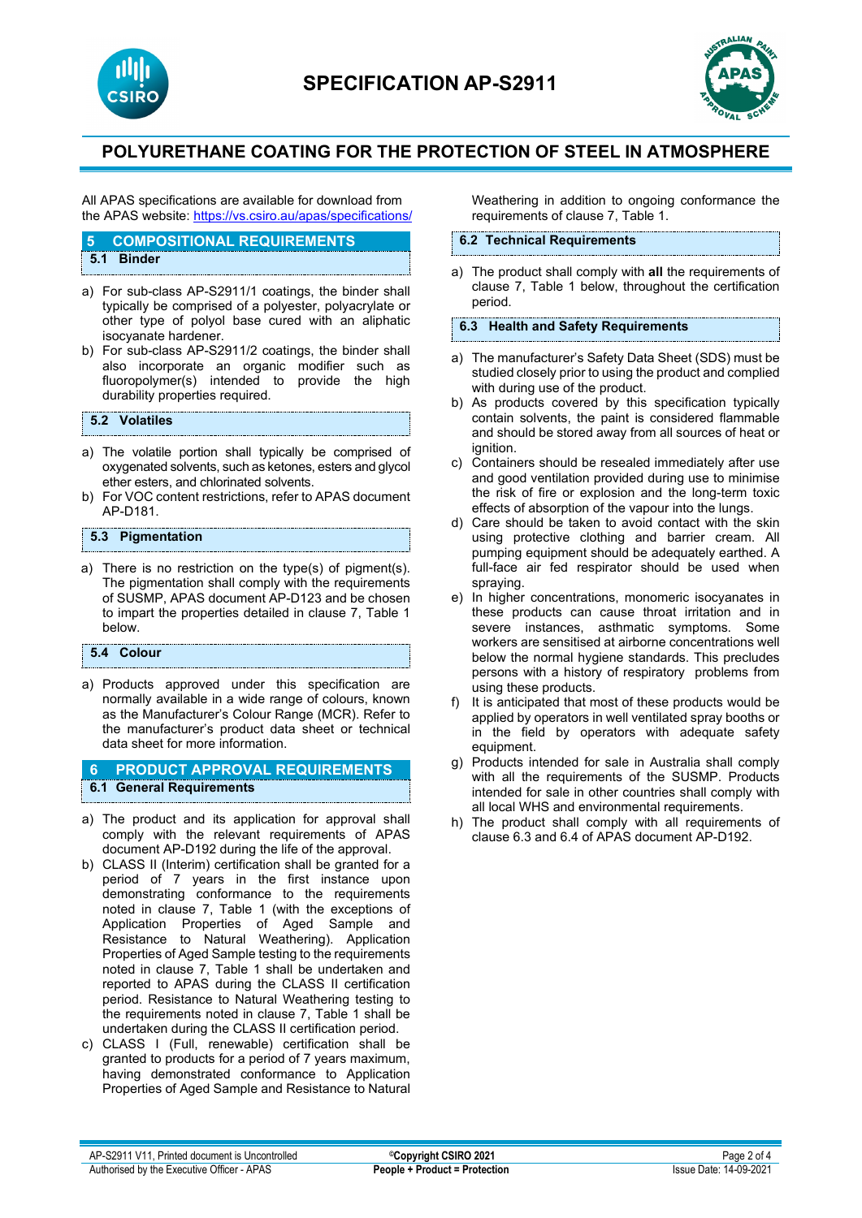All APAS specifications are available for download from the APAS website: https://vs.csiro.au/apas/specifications/

## 5 COMPOSITIONAL REQUIREMENTS

### 5.1 Binder

a) For sub-class AP-S2911/1 coatings, the binder shall typically be comprised of a polyester, polyacrylate or other type of polyol base cured with an aliphatic isocyanate hardener.
b) For sub-class AP-S2911/2 coatings, the binder shall also incorporate an organic modifier such as fluoropolymer(s) intended to provide the high durability properties required.

### 5.2 Volatiles

a) The volatile portion shall typically be comprised of oxygenated solvents, such as ketones, esters and glycol ether esters, and chlorinated solvents.
b) For VOC content restrictions, refer to APAS document AP-D181.

### 5.3 Pigmentation

a) There is no restriction on the type(s) of pigment(s). The pigmentation shall comply with the requirements of SUSMP, APAS document AP-D123 and be chosen to impart the properties detailed in clause 7, Table 1 below.

### 5.4 Colour

a) Products approved under this specification are normally available in a wide range of colours, known as the Manufacturer's Colour Range (MCR). Refer to the manufacturer's product data sheet or technical data sheet for more information.

## 6 PRODUCT APPROVAL REQUIREMENTS

### 6.1 General Requirements

a) The product and its application for approval shall comply with the relevant requirements of APAS document AP-D192 during the life of the approval.
b) CLASS II (Interim) certification shall be granted for a period of 7 years in the first instance upon demonstrating conformance to the requirements noted in clause 7, Table 1 (with the exceptions of Application Properties of Aged Sample and Resistance to Natural Weathering). Application Properties of Aged Sample testing to the requirements noted in clause 7, Table 1 shall be undertaken and reported to APAS during the CLASS II certification period. Resistance to Natural Weathering testing to the requirements noted in clause 7, Table 1 shall be undertaken during the CLASS II certification period.
c) CLASS I (Full, renewable) certification shall be granted to products for a period of 7 years maximum, having demonstrated conformance to Application Properties of Aged Sample and Resistance to Natural Weathering in addition to ongoing conformance the requirements of clause 7, Table 1.

### 6.2 Technical Requirements

a) The product shall comply with **all** the requirements of clause 7, Table 1 below, throughout the certification period.

### 6.3 Health and Safety Requirements

a) The manufacturer's Safety Data Sheet (SDS) must be studied closely prior to using the product and complied with during use of the product.
b) As products covered by this specification typically contain solvents, the paint is considered flammable and should be stored away from all sources of heat or ignition.
c) Containers should be resealed immediately after use and good ventilation provided during use to minimise the risk of fire or explosion and the long-term toxic effects of absorption of the vapour into the lungs.
d) Care should be taken to avoid contact with the skin using protective clothing and barrier cream. All pumping equipment should be adequately earthed. A full-face air fed respirator should be used when spraying.
e) In higher concentrations, monomeric isocyanates in these products can cause throat irritation and in severe instances, asthmatic symptoms. Some workers are sensitised at airborne concentrations well below the normal hygiene standards. This precludes persons with a history of respiratory problems from using these products.
f) It is anticipated that most of these products would be applied by operators in well ventilated spray booths or in the field by operators with adequate safety equipment.
g) Products intended for sale in Australia shall comply with all the requirements of the SUSMP. Products intended for sale in other countries shall comply with all local WHS and environmental requirements.
h) The product shall comply with all requirements of clause 6.3 and 6.4 of APAS document AP-D192.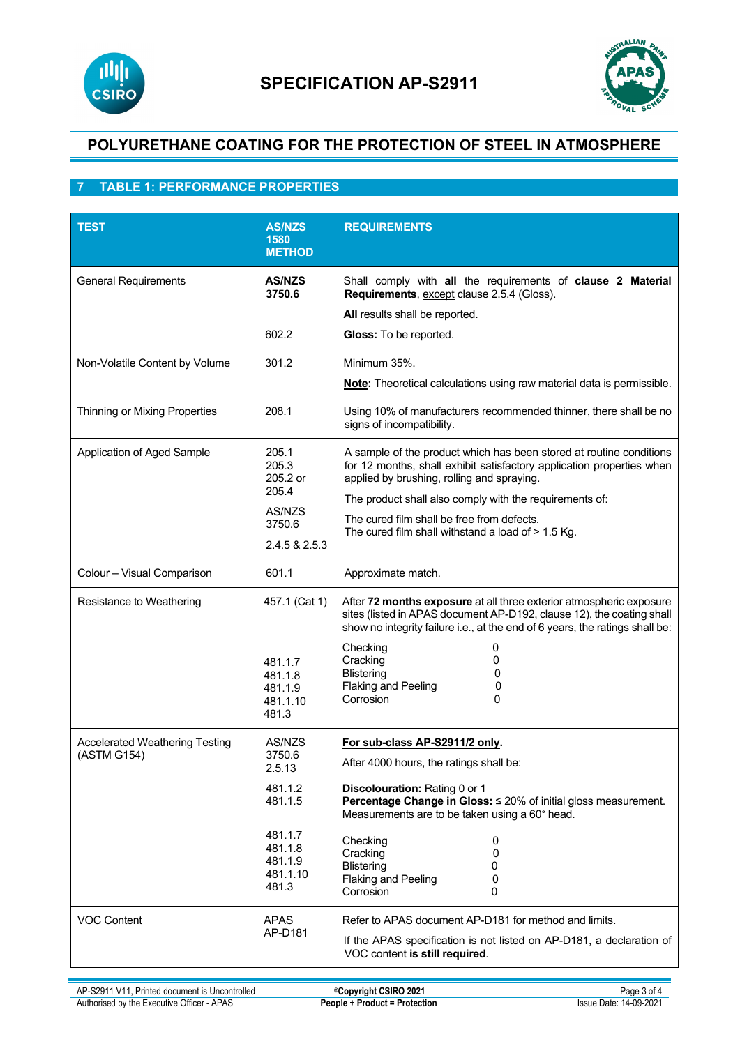# SPECIFICATION AP-S2911

## POLYURETHANE COATING FOR THE PROTECTION OF STEEL IN ATMOSPHERE

## 7 TABLE 1: PERFORMANCE PROPERTIES

| TEST | AS/NZS 1580 METHOD | REQUIREMENTS |
|---|---|---|
| General Requirements | **AS/NZS 3750.6**<br><br>602.2 | Shall comply with **all** the requirements of **clause 2 Material Requirements**, except clause 2.5.4 (Gloss).<br>**All** results shall be reported.<br>**Gloss:** To be reported. |
| Non-Volatile Content by Volume | 301.2 | Minimum 35%.<br>**Note**: Theoretical calculations using raw material data is permissible. |
| Thinning or Mixing Properties | 208.1 | Using 10% of manufacturers recommended thinner, there shall be no signs of incompatibility. |
| Application of Aged Sample | 205.1<br>205.3<br>205.2 or<br>205.4<br>AS/NZS 3750.6<br>2.4.5 & 2.5.3 | A sample of the product which has been stored at routine conditions for 12 months, shall exhibit satisfactory application properties when applied by brushing, rolling and spraying.<br>The product shall also comply with the requirements of:<br>The cured film shall be free from defects.<br>The cured film shall withstand a load of > 1.5 Kg. |
| Colour – Visual Comparison | 601.1 | Approximate match. |
| Resistance to Weathering | 457.1 (Cat 1)<br><br>481.1.7<br>481.1.8<br>481.1.9<br>481.1.10<br>481.3 | After **72 months exposure** at all three exterior atmospheric exposure sites (listed in APAS document AP-D192, clause 12), the coating shall show no integrity failure i.e., at the end of 6 years, the ratings shall be:<br>Checking 0<br>Cracking 0<br>Blistering 0<br>Flaking and Peeling 0<br>Corrosion 0 |
| Accelerated Weathering Testing (ASTM G154) | AS/NZS 3750.6<br>2.5.13<br>481.1.2<br>481.1.5<br><br>481.1.7<br>481.1.8<br>481.1.9<br>481.1.10<br>481.3 | **For sub-class AP-S2911/2 only.**<br>After 4000 hours, the ratings shall be:<br>**Discolouration:** Rating 0 or 1<br>**Percentage Change in Gloss:** ≤ 20% of initial gloss measurement. Measurements are to be taken using a 60° head.<br>Checking 0<br>Cracking 0<br>Blistering 0<br>Flaking and Peeling 0<br>Corrosion 0 |
| VOC Content | APAS AP-D181 | Refer to APAS document AP-D181 for method and limits.<br>If the APAS specification is not listed on AP-D181, a declaration of VOC content **is still required**. |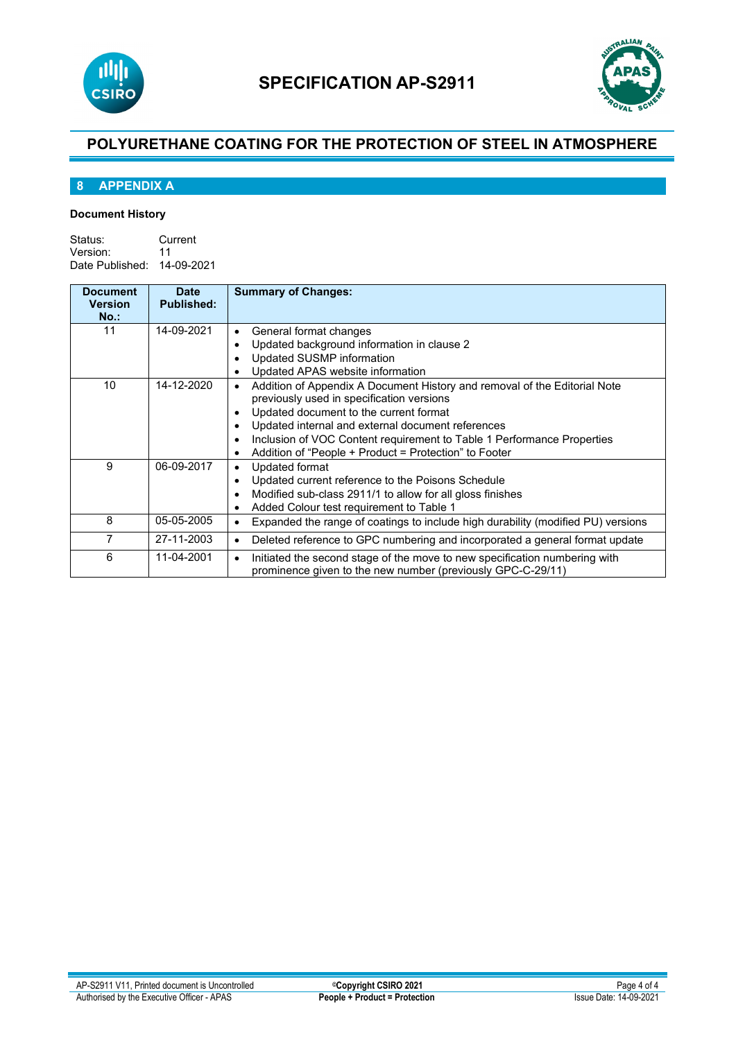## 8 APPENDIX A

**Document History**

Status: Current
Version: 11
Date Published: 14-09-2021

| Document Version No.: | Date Published: | Summary of Changes: |
|---|---|---|
| 11 | 14-09-2021 | • General format changes<br>• Updated background information in clause 2<br>• Updated SUSMP information<br>• Updated APAS website information |
| 10 | 14-12-2020 | • Addition of Appendix A Document History and removal of the Editorial Note previously used in specification versions<br>• Updated document to the current format<br>• Updated internal and external document references<br>• Inclusion of VOC Content requirement to Table 1 Performance Properties<br>• Addition of "People + Product = Protection" to Footer |
| 9 | 06-09-2017 | • Updated format<br>• Updated current reference to the Poisons Schedule<br>• Modified sub-class 2911/1 to allow for all gloss finishes<br>• Added Colour test requirement to Table 1 |
| 8 | 05-05-2005 | • Expanded the range of coatings to include high durability (modified PU) versions |
| 7 | 27-11-2003 | • Deleted reference to GPC numbering and incorporated a general format update |
| 6 | 11-04-2001 | • Initiated the second stage of the move to new specification numbering with prominence given to the new number (previously GPC-C-29/11) |